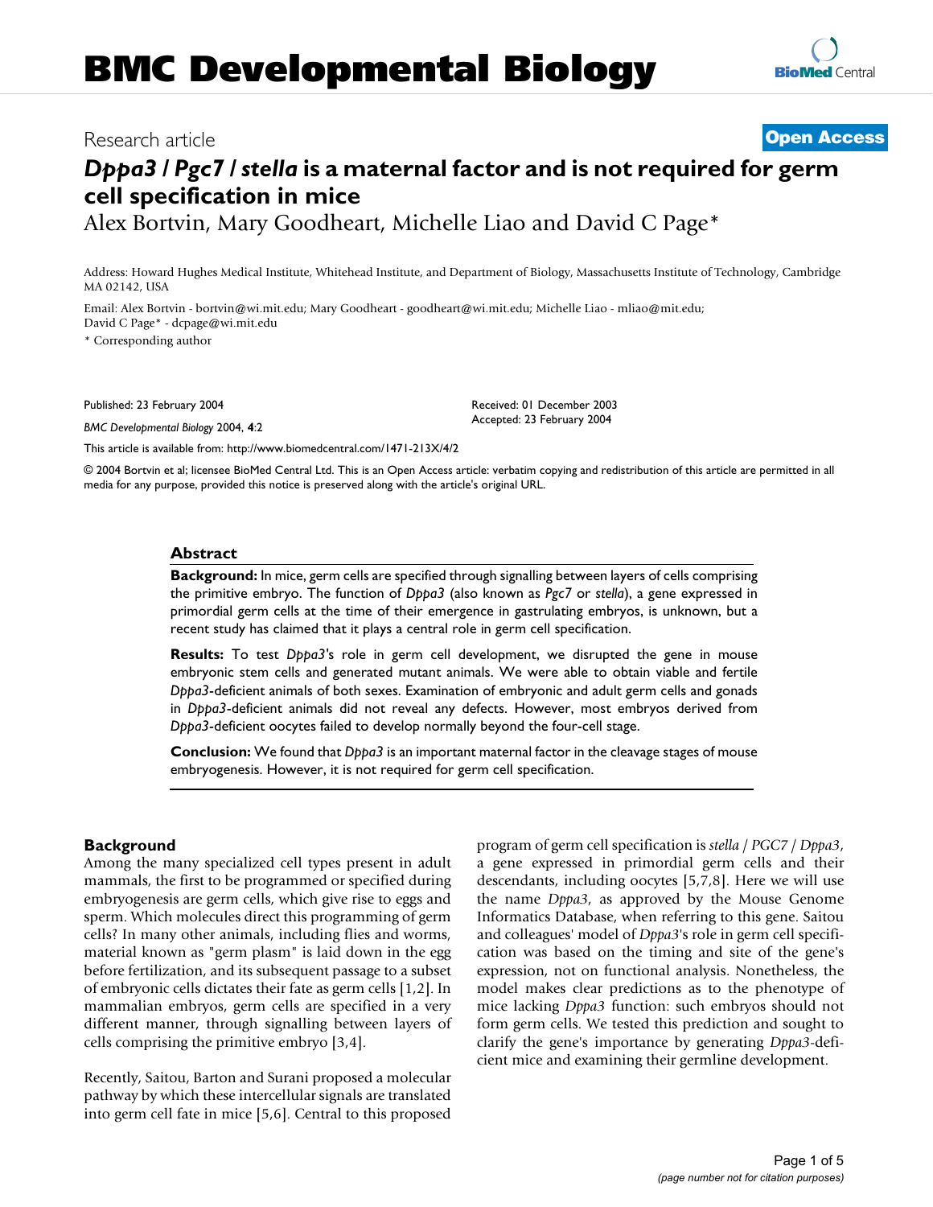# BMC Developmental Biology

Research article **Open Access**

# *Dppa3 / Pgc7 / stella* is a maternal factor and is not required for germ cell specification in mice

Alex Bortvin, Mary Goodheart, Michelle Liao and David C Page*

Address: Howard Hughes Medical Institute, Whitehead Institute, and Department of Biology, Massachusetts Institute of Technology, Cambridge MA 02142, USA

Email: Alex Bortvin - bortvin@wi.mit.edu; Mary Goodheart - goodheart@wi.mit.edu; Michelle Liao - mliao@mit.edu; David C Page* - dcpage@wi.mit.edu

* Corresponding author

Published: 23 February 2004

*BMC Developmental Biology* 2004, **4**:2

Received: 01 December 2003
Accepted: 23 February 2004

This article is available from: http://www.biomedcentral.com/1471-213X/4/2

© 2004 Bortvin et al; licensee BioMed Central Ltd. This is an Open Access article: verbatim copying and redistribution of this article are permitted in all media for any purpose, provided this notice is preserved along with the article's original URL.

## Abstract

**Background:** In mice, germ cells are specified through signalling between layers of cells comprising the primitive embryo. The function of *Dppa3* (also known as *Pgc7* or *stella*), a gene expressed in primordial germ cells at the time of their emergence in gastrulating embryos, is unknown, but a recent study has claimed that it plays a central role in germ cell specification.

**Results:** To test *Dppa3*'s role in germ cell development, we disrupted the gene in mouse embryonic stem cells and generated mutant animals. We were able to obtain viable and fertile *Dppa3*-deficient animals of both sexes. Examination of embryonic and adult germ cells and gonads in *Dppa3*-deficient animals did not reveal any defects. However, most embryos derived from *Dppa3*-deficient oocytes failed to develop normally beyond the four-cell stage.

**Conclusion:** We found that *Dppa3* is an important maternal factor in the cleavage stages of mouse embryogenesis. However, it is not required for germ cell specification.

## Background

Among the many specialized cell types present in adult mammals, the first to be programmed or specified during embryogenesis are germ cells, which give rise to eggs and sperm. Which molecules direct this programming of germ cells? In many other animals, including flies and worms, material known as "germ plasm" is laid down in the egg before fertilization, and its subsequent passage to a subset of embryonic cells dictates their fate as germ cells [1,2]. In mammalian embryos, germ cells are specified in a very different manner, through signalling between layers of cells comprising the primitive embryo [3,4].

Recently, Saitou, Barton and Surani proposed a molecular pathway by which these intercellular signals are translated into germ cell fate in mice [5,6]. Central to this proposed program of germ cell specification is *stella / PGC7 / Dppa3*, a gene expressed in primordial germ cells and their descendants, including oocytes [5,7,8]. Here we will use the name *Dppa3*, as approved by the Mouse Genome Informatics Database, when referring to this gene. Saitou and colleagues' model of *Dppa3*'s role in germ cell specification was based on the timing and site of the gene's expression, not on functional analysis. Nonetheless, the model makes clear predictions as to the phenotype of mice lacking *Dppa3* function: such embryos should not form germ cells. We tested this prediction and sought to clarify the gene's importance by generating *Dppa3*-deficient mice and examining their germline development.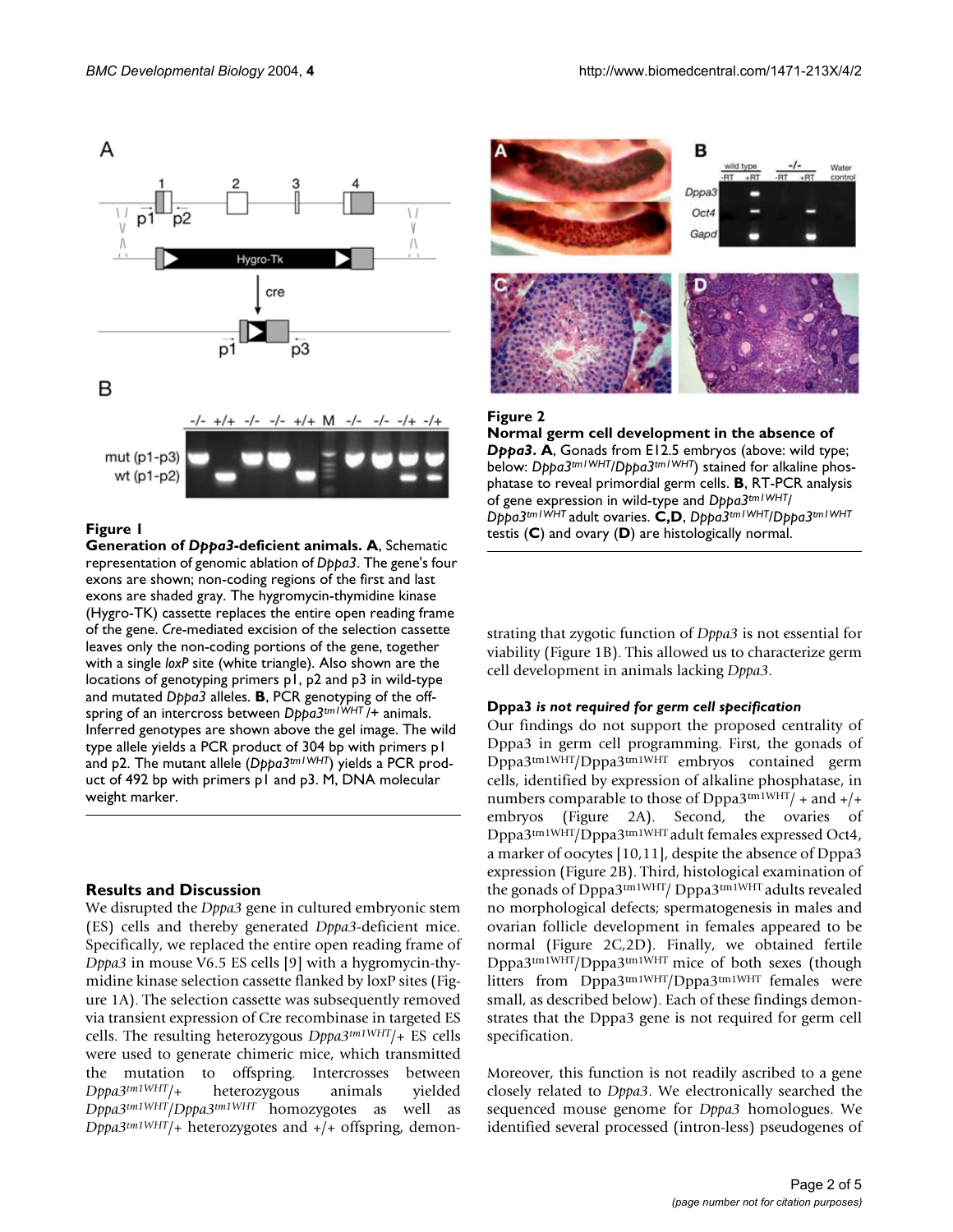**Figure 1**

**Generation of *Dppa3*-deficient animals. A**, Schematic representation of genomic ablation of *Dppa3*. The gene's four exons are shown; non-coding regions of the first and last exons are shaded gray. The hygromycin-thymidine kinase (Hygro-TK) cassette replaces the entire open reading frame of the gene. *Cre*-mediated excision of the selection cassette leaves only the non-coding portions of the gene, together with a single *loxP* site (white triangle). Also shown are the locations of genotyping primers p1, p2 and p3 in wild-type and mutated *Dppa3* alleles. **B**, PCR genotyping of the offspring of an intercross between *Dppa3*$^{tm1WHT}$/+ animals. Inferred genotypes are shown above the gel image. The wild type allele yields a PCR product of 304 bp with primers p1 and p2. The mutant allele (*Dppa3*$^{tm1WHT}$) yields a PCR product of 492 bp with primers p1 and p3. M, DNA molecular weight marker.

**Figure 2**

**Normal germ cell development in the absence of *Dppa3*. A**, Gonads from E12.5 embryos (above: wild type; below: *Dppa3*$^{tm1WHT}$/*Dppa3*$^{tm1WHT}$) stained for alkaline phosphatase to reveal primordial germ cells. **B**, RT-PCR analysis of gene expression in wild-type and *Dppa3*$^{tm1WHT}$/*Dppa3*$^{tm1WHT}$ adult ovaries. **C,D**, *Dppa3*$^{tm1WHT}$/*Dppa3*$^{tm1WHT}$ testis (**C**) and ovary (**D**) are histologically normal.

## Results and Discussion

We disrupted the *Dppa3* gene in cultured embryonic stem (ES) cells and thereby generated *Dppa3*-deficient mice. Specifically, we replaced the entire open reading frame of *Dppa3* in mouse V6.5 ES cells [9] with a hygromycin-thymidine kinase selection cassette flanked by loxP sites (Figure 1A). The selection cassette was subsequently removed via transient expression of Cre recombinase in targeted ES cells. The resulting heterozygous *Dppa3*$^{tm1WHT}$/+ ES cells were used to generate chimeric mice, which transmitted the mutation to offspring. Intercrosses between *Dppa3*$^{tm1WHT}$/+ heterozygous animals yielded *Dppa3*$^{tm1WHT}$/*Dppa3*$^{tm1WHT}$ homozygotes as well as *Dppa3*$^{tm1WHT}$/+ heterozygotes and +/+ offspring, demonstrating that zygotic function of *Dppa3* is not essential for viability (Figure 1B). This allowed us to characterize germ cell development in animals lacking *Dppa3*.

### Dppa3 *is not required for germ cell specification*

Our findings do not support the proposed centrality of Dppa3 in germ cell programming. First, the gonads of Dppa3$^{tm1WHT}$/Dppa3$^{tm1WHT}$ embryos contained germ cells, identified by expression of alkaline phosphatase, in numbers comparable to those of Dppa3$^{tm1WHT}$/ + and +/+ embryos (Figure 2A). Second, the ovaries of Dppa3$^{tm1WHT}$/Dppa3$^{tm1WHT}$ adult females expressed Oct4, a marker of oocytes [10,11], despite the absence of Dppa3 expression (Figure 2B). Third, histological examination of the gonads of Dppa3$^{tm1WHT}$/ Dppa3$^{tm1WHT}$ adults revealed no morphological defects; spermatogenesis in males and ovarian follicle development in females appeared to be normal (Figure 2C,2D). Finally, we obtained fertile Dppa3$^{tm1WHT}$/Dppa3$^{tm1WHT}$ mice of both sexes (though litters from Dppa3$^{tm1WHT}$/Dppa3$^{tm1WHT}$ females were small, as described below). Each of these findings demonstrates that the Dppa3 gene is not required for germ cell specification.

Moreover, this function is not readily ascribed to a gene closely related to *Dppa3*. We electronically searched the sequenced mouse genome for *Dppa3* homologues. We identified several processed (intron-less) pseudogenes of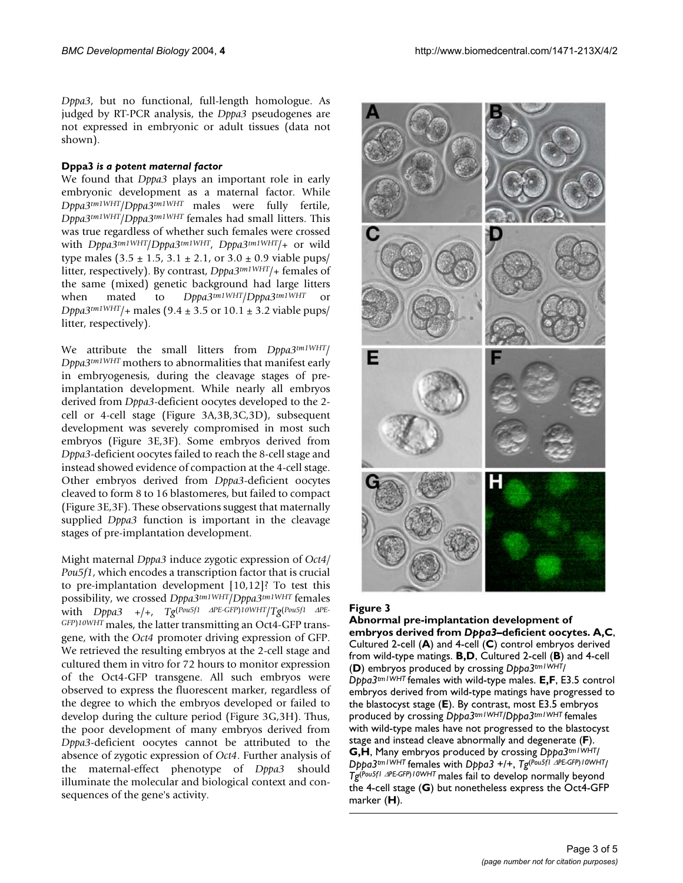*Dppa3*, but no functional, full-length homologue. As judged by RT-PCR analysis, the *Dppa3* pseudogenes are not expressed in embryonic or adult tissues (data not shown).

### Dppa3 *is a potent maternal factor*

We found that *Dppa3* plays an important role in early embryonic development as a maternal factor. While $Dppa3^{tm1WHT}/Dppa3^{tm1WHT}$ males were fully fertile, $Dppa3^{tm1WHT}/Dppa3^{tm1WHT}$ females had small litters. This was true regardless of whether such females were crossed with $Dppa3^{tm1WHT}/Dppa3^{tm1WHT}$, $Dppa3^{tm1WHT}/+$ or wild type males ($3.5 \pm 1.5$, $3.1 \pm 2.1$, or $3.0 \pm 0.9$ viable pups/litter, respectively). By contrast, $Dppa3^{tm1WHT}/+$ females of the same (mixed) genetic background had large litters when mated to $Dppa3^{tm1WHT}/Dppa3^{tm1WHT}$ or $Dppa3^{tm1WHT}/+$ males ($9.4 \pm 3.5$ or $10.1 \pm 3.2$ viable pups/litter, respectively).

We attribute the small litters from $Dppa3^{tm1WHT}/Dppa3^{tm1WHT}$ mothers to abnormalities that manifest early in embryogenesis, during the cleavage stages of pre-implantation development. While nearly all embryos derived from *Dppa3*-deficient oocytes developed to the 2-cell or 4-cell stage (Figure 3A,3B,3C,3D), subsequent development was severely compromised in most such embryos (Figure 3E,3F). Some embryos derived from *Dppa3*-deficient oocytes failed to reach the 8-cell stage and instead showed evidence of compaction at the 4-cell stage. Other embryos derived from *Dppa3*-deficient oocytes cleaved to form 8 to 16 blastomeres, but failed to compact (Figure 3E,3F). These observations suggest that maternally supplied *Dppa3* function is important in the cleavage stages of pre-implantation development.

Might maternal *Dppa3* induce zygotic expression of *Oct4*/*Pou5f1*, which encodes a transcription factor that is crucial to pre-implantation development [10,12]? To test this possibility, we crossed $Dppa3^{tm1WHT}/Dppa3^{tm1WHT}$ females with *Dppa3* +/+, $Tg^{(Pou5f1\ \Delta PE\text{-}GFP)10WHT}/Tg^{(Pou5f1\ \Delta PE\text{-}GFP)10WHT}$ males, the latter transmitting an Oct4-GFP transgene, with the *Oct4* promoter driving expression of GFP. We retrieved the resulting embryos at the 2-cell stage and cultured them in vitro for 72 hours to monitor expression of the Oct4-GFP transgene. All such embryos were observed to express the fluorescent marker, regardless of the degree to which the embryos developed or failed to develop during the culture period (Figure 3G,3H). Thus, the poor development of many embryos derived from *Dppa3*-deficient oocytes cannot be attributed to the absence of zygotic expression of *Oct4*. Further analysis of the maternal-effect phenotype of *Dppa3* should illuminate the molecular and biological context and consequences of the gene's activity.

**Figure 3**

**Abnormal pre-implantation development of embryos derived from *Dppa3*–deficient oocytes. A,C**, Cultured 2-cell (**A**) and 4-cell (**C**) control embryos derived from wild-type matings. **B,D**, Cultured 2-cell (**B**) and 4-cell (**D**) embryos produced by crossing $Dppa3^{tm1WHT}/Dppa3^{tm1WHT}$ females with wild-type males. **E,F**, E3.5 control embryos derived from wild-type matings have progressed to the blastocyst stage (**E**). By contrast, most E3.5 embryos produced by crossing $Dppa3^{tm1WHT}/Dppa3^{tm1WHT}$ females with wild-type males have not progressed to the blastocyst stage and instead cleave abnormally and degenerate (**F**). **G,H**, Many embryos produced by crossing $Dppa3^{tm1WHT}/Dppa3^{tm1WHT}$ females with *Dppa3* +/+, $Tg^{(Pou5f1\ \Delta PE\text{-}GFP)10WHT}/Tg^{(Pou5f1\ \Delta PE\text{-}GFP)10WHT}$ males fail to develop normally beyond the 4-cell stage (**G**) but nonetheless express the Oct4-GFP marker (**H**).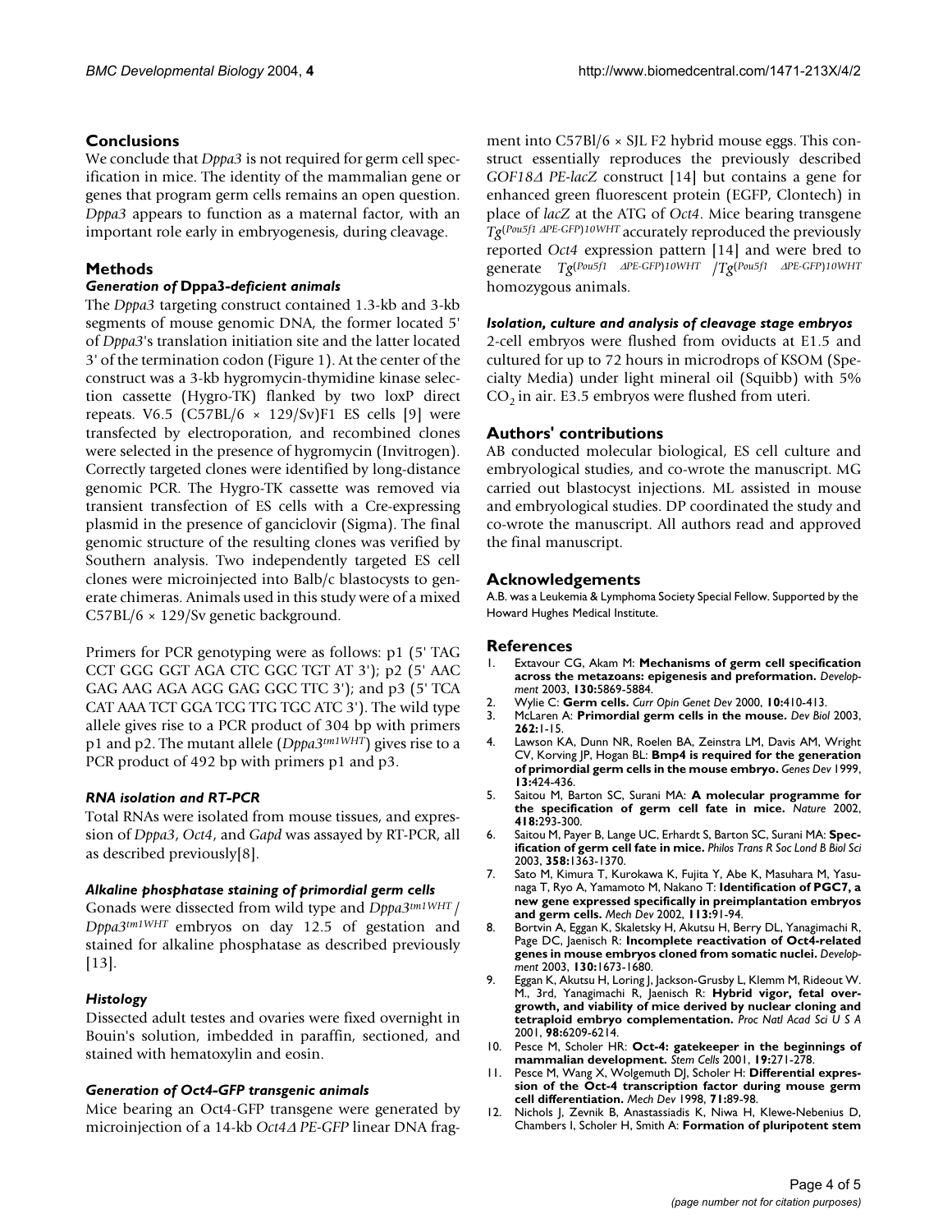## Conclusions

We conclude that *Dppa3* is not required for germ cell specification in mice. The identity of the mammalian gene or genes that program germ cells remains an open question. *Dppa3* appears to function as a maternal factor, with an important role early in embryogenesis, during cleavage.

## Methods

### *Generation of* Dppa3*-deficient animals*

The *Dppa3* targeting construct contained 1.3-kb and 3-kb segments of mouse genomic DNA, the former located 5' of *Dppa3*'s translation initiation site and the latter located 3' of the termination codon (Figure 1). At the center of the construct was a 3-kb hygromycin-thymidine kinase selection cassette (Hygro-TK) flanked by two loxP direct repeats. V6.5 (C57BL/6 × 129/Sv)F1 ES cells [9] were transfected by electroporation, and recombined clones were selected in the presence of hygromycin (Invitrogen). Correctly targeted clones were identified by long-distance genomic PCR. The Hygro-TK cassette was removed via transient transfection of ES cells with a Cre-expressing plasmid in the presence of ganciclovir (Sigma). The final genomic structure of the resulting clones was verified by Southern analysis. Two independently targeted ES cell clones were microinjected into Balb/c blastocysts to generate chimeras. Animals used in this study were of a mixed C57BL/6 × 129/Sv genetic background.

Primers for PCR genotyping were as follows: p1 (5' TAG CCT GGG GGT AGA CTC GGC TGT AT 3'); p2 (5' AAC GAG AAG AGA AGG GAG GGC TTC 3'); and p3 (5' TCA CAT AAA TCT GGA TCG TTG TGC ATC 3'). The wild type allele gives rise to a PCR product of 304 bp with primers p1 and p2. The mutant allele (*Dppa3*$^{tm1WHT}$) gives rise to a PCR product of 492 bp with primers p1 and p3.

### *RNA isolation and RT-PCR*

Total RNAs were isolated from mouse tissues, and expression of *Dppa3*, *Oct4*, and *Gapd* was assayed by RT-PCR, all as described previously[8].

### *Alkaline phosphatase staining of primordial germ cells*

Gonads were dissected from wild type and *Dppa3*$^{tm1WHT}$/*Dppa3*$^{tm1WHT}$ embryos on day 12.5 of gestation and stained for alkaline phosphatase as described previously [13].

### *Histology*

Dissected adult testes and ovaries were fixed overnight in Bouin's solution, imbedded in paraffin, sectioned, and stained with hematoxylin and eosin.

### *Generation of Oct4-GFP transgenic animals*

Mice bearing an Oct4-GFP transgene were generated by microinjection of a 14-kb *Oct4Δ PE-GFP* linear DNA fragment into C57Bl/6 × SJL F2 hybrid mouse eggs. This construct essentially reproduces the previously described *GOF18Δ PE-lacZ* construct [14] but contains a gene for enhanced green fluorescent protein (EGFP, Clontech) in place of *lacZ* at the ATG of *Oct4*. Mice bearing transgene *Tg*$^{(Pou5f1\ \Delta PE\text{-}GFP)10WHT}$ accurately reproduced the previously reported *Oct4* expression pattern [14] and were bred to generate *Tg*$^{(Pou5f1\ \Delta PE\text{-}GFP)10WHT}$/*Tg*$^{(Pou5f1\ \Delta PE\text{-}GFP)10WHT}$ homozygous animals.

### *Isolation, culture and analysis of cleavage stage embryos*

2-cell embryos were flushed from oviducts at E1.5 and cultured for up to 72 hours in microdrops of KSOM (Specialty Media) under light mineral oil (Squibb) with 5% $CO_2$ in air. E3.5 embryos were flushed from uteri.

## Authors' contributions

AB conducted molecular biological, ES cell culture and embryological studies, and co-wrote the manuscript. MG carried out blastocyst injections. ML assisted in mouse and embryological studies. DP coordinated the study and co-wrote the manuscript. All authors read and approved the final manuscript.

## Acknowledgements

A.B. was a Leukemia & Lymphoma Society Special Fellow. Supported by the Howard Hughes Medical Institute.

## References

1. Extavour CG, Akam M: **Mechanisms of germ cell specification across the metazoans: epigenesis and preformation.** *Development* 2003, **130:**5869-5884.
2. Wylie C: **Germ cells.** *Curr Opin Genet Dev* 2000, **10:**410-413.
3. McLaren A: **Primordial germ cells in the mouse.** *Dev Biol* 2003, **262:**1-15.
4. Lawson KA, Dunn NR, Roelen BA, Zeinstra LM, Davis AM, Wright CV, Korving JP, Hogan BL: **Bmp4 is required for the generation of primordial germ cells in the mouse embryo.** *Genes Dev* 1999, **13:**424-436.
5. Saitou M, Barton SC, Surani MA: **A molecular programme for the specification of germ cell fate in mice.** *Nature* 2002, **418:**293-300.
6. Saitou M, Payer B, Lange UC, Erhardt S, Barton SC, Surani MA: **Specification of germ cell fate in mice.** *Philos Trans R Soc Lond B Biol Sci* 2003, **358:**1363-1370.
7. Sato M, Kimura T, Kurokawa K, Fujita Y, Abe K, Masuhara M, Yasunaga T, Ryo A, Yamamoto M, Nakano T: **Identification of PGC7, a new gene expressed specifically in preimplantation embryos and germ cells.** *Mech Dev* 2002, **113:**91-94.
8. Bortvin A, Eggan K, Skaletsky H, Akutsu H, Berry DL, Yanagimachi R, Page DC, Jaenisch R: **Incomplete reactivation of Oct4-related genes in mouse embryos cloned from somatic nuclei.** *Development* 2003, **130:**1673-1680.
9. Eggan K, Akutsu H, Loring J, Jackson-Grusby L, Klemm M, Rideout W. M., 3rd, Yanagimachi R, Jaenisch R: **Hybrid vigor, fetal overgrowth, and viability of mice derived by nuclear cloning and tetraploid embryo complementation.** *Proc Natl Acad Sci U S A* 2001, **98:**6209-6214.
10. Pesce M, Scholer HR: **Oct-4: gatekeeper in the beginnings of mammalian development.** *Stem Cells* 2001, **19:**271-278.
11. Pesce M, Wang X, Wolgemuth DJ, Scholer H: **Differential expression of the Oct-4 transcription factor during mouse germ cell differentiation.** *Mech Dev* 1998, **71:**89-98.
12. Nichols J, Zevnik B, Anastassiadis K, Niwa H, Klewe-Nebenius D, Chambers I, Scholer H, Smith A: **Formation of pluripotent stem**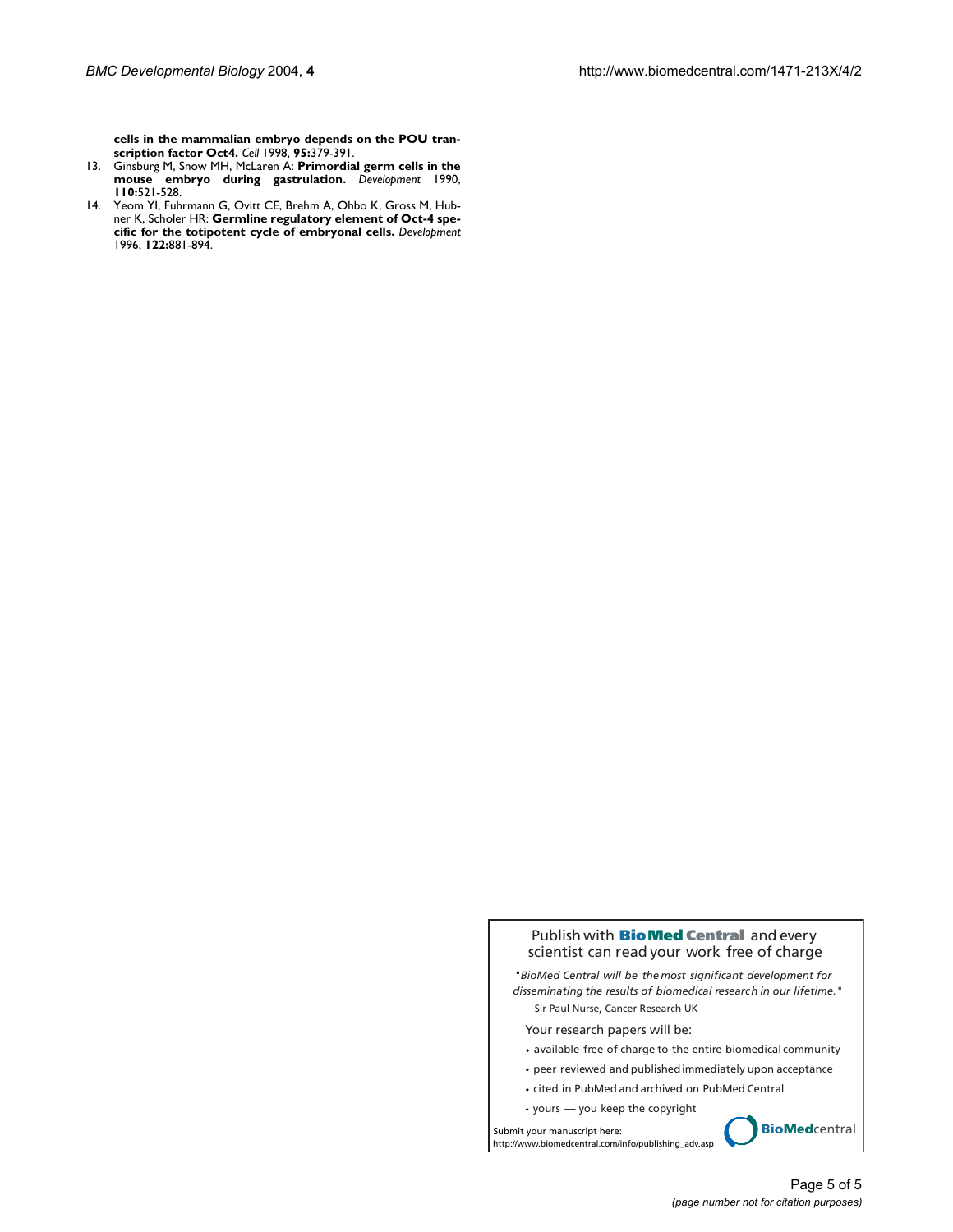**cells in the mammalian embryo depends on the POU transcription factor Oct4.** *Cell* 1998, **95:**379-391.

13. Ginsburg M, Snow MH, McLaren A: **Primordial germ cells in the mouse embryo during gastrulation.** *Development* 1990, **110:**521-528.
14. Yeom YI, Fuhrmann G, Ovitt CE, Brehm A, Ohbo K, Gross M, Hubner K, Scholer HR: **Germline regulatory element of Oct-4 specific for the totipotent cycle of embryonal cells.** *Development* 1996, **122:**881-894.

Publish with **BioMed Central** and every scientist can read your work free of charge

*"BioMed Central will be the most significant development for disseminating the results of biomedical research in our lifetime."*

Sir Paul Nurse, Cancer Research UK

Your research papers will be:

- available free of charge to the entire biomedical community
- peer reviewed and published immediately upon acceptance
- cited in PubMed and archived on PubMed Central
- yours — you keep the copyright

Submit your manuscript here:
http://www.biomedcentral.com/info/publishing_adv.asp

**BioMed**central